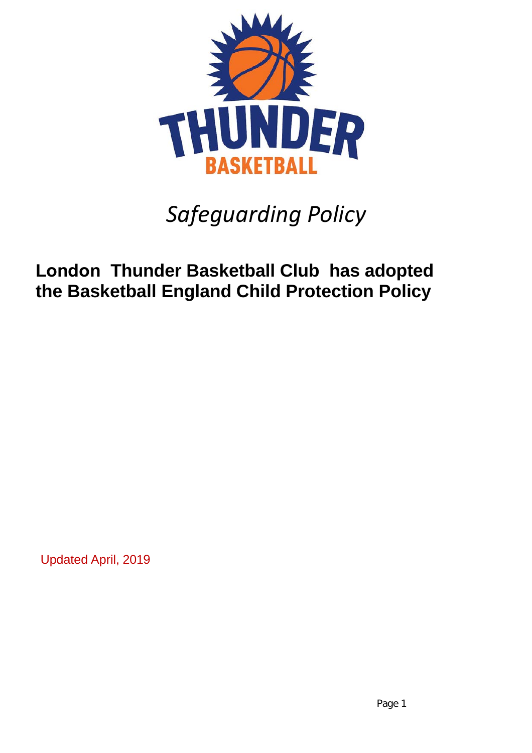# *Safeguarding Policy*

## London Thunder Basketball Club has adopted the Basketball England Child Protection Policy

Updated April, 2019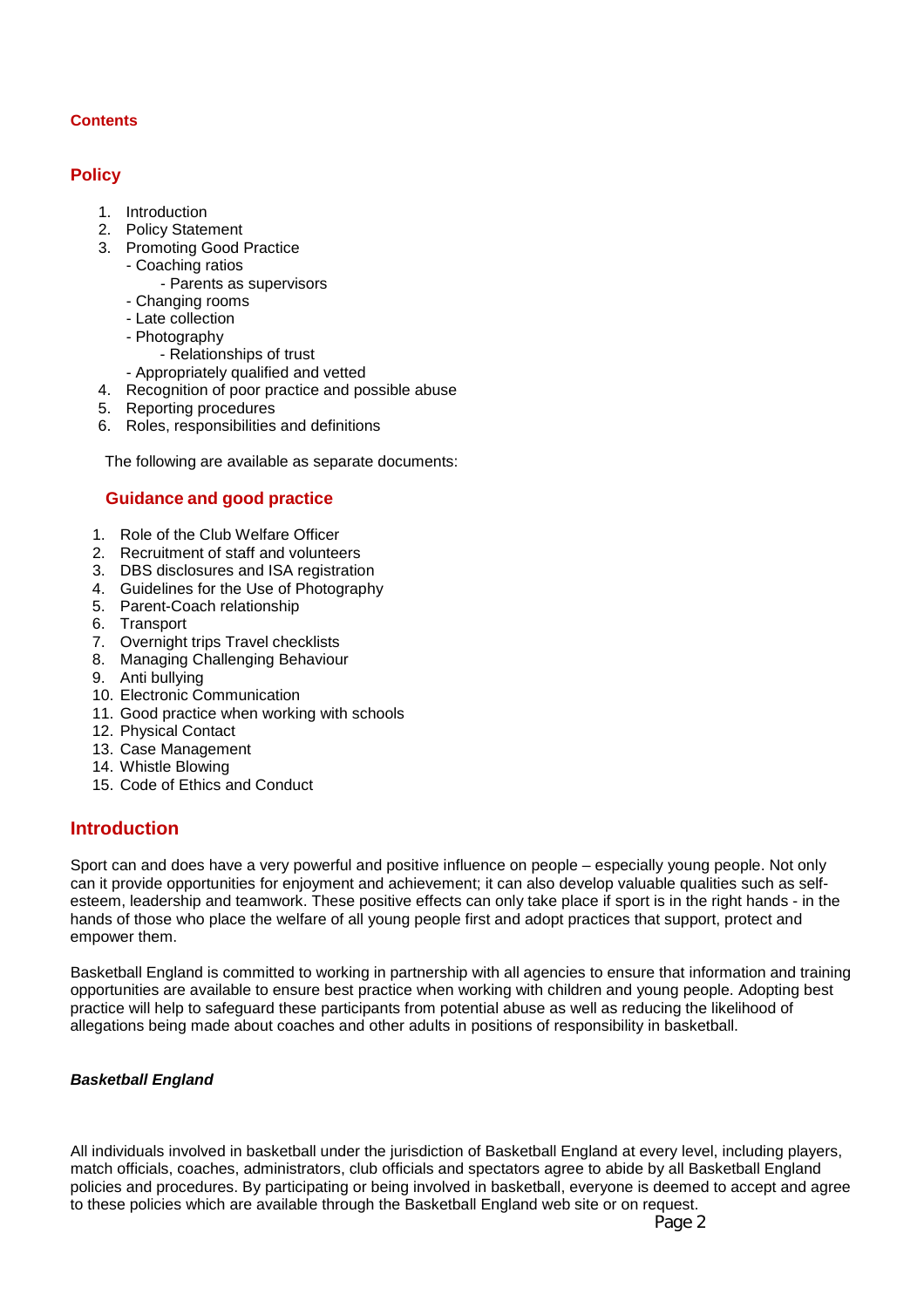**Contents**

## Policy

1. Introduction
2. Policy Statement
3. Promoting Good Practice
   - Coaching ratios
     - Parents as supervisors
   - Changing rooms
   - Late collection
   - Photography
     - Relationships of trust
   - Appropriately qualified and vetted
4. Recognition of poor practice and possible abuse
5. Reporting procedures
6. Roles, responsibilities and definitions

The following are available as separate documents:

### Guidance and good practice

1. Role of the Club Welfare Officer
2. Recruitment of staff and volunteers
3. DBS disclosures and ISA registration
4. Guidelines for the Use of Photography
5. Parent-Coach relationship
6. Transport
7. Overnight trips Travel checklists
8. Managing Challenging Behaviour
9. Anti bullying
10. Electronic Communication
11. Good practice when working with schools
12. Physical Contact
13. Case Management
14. Whistle Blowing
15. Code of Ethics and Conduct

## Introduction

Sport can and does have a very powerful and positive influence on people – especially young people. Not only can it provide opportunities for enjoyment and achievement; it can also develop valuable qualities such as self-esteem, leadership and teamwork. These positive effects can only take place if sport is in the right hands - in the hands of those who place the welfare of all young people first and adopt practices that support, protect and empower them.

Basketball England is committed to working in partnership with all agencies to ensure that information and training opportunities are available to ensure best practice when working with children and young people. Adopting best practice will help to safeguard these participants from potential abuse as well as reducing the likelihood of allegations being made about coaches and other adults in positions of responsibility in basketball.

***Basketball England***

All individuals involved in basketball under the jurisdiction of Basketball England at every level, including players, match officials, coaches, administrators, club officials and spectators agree to abide by all Basketball England policies and procedures. By participating or being involved in basketball, everyone is deemed to accept and agree to these policies which are available through the Basketball England web site or on request.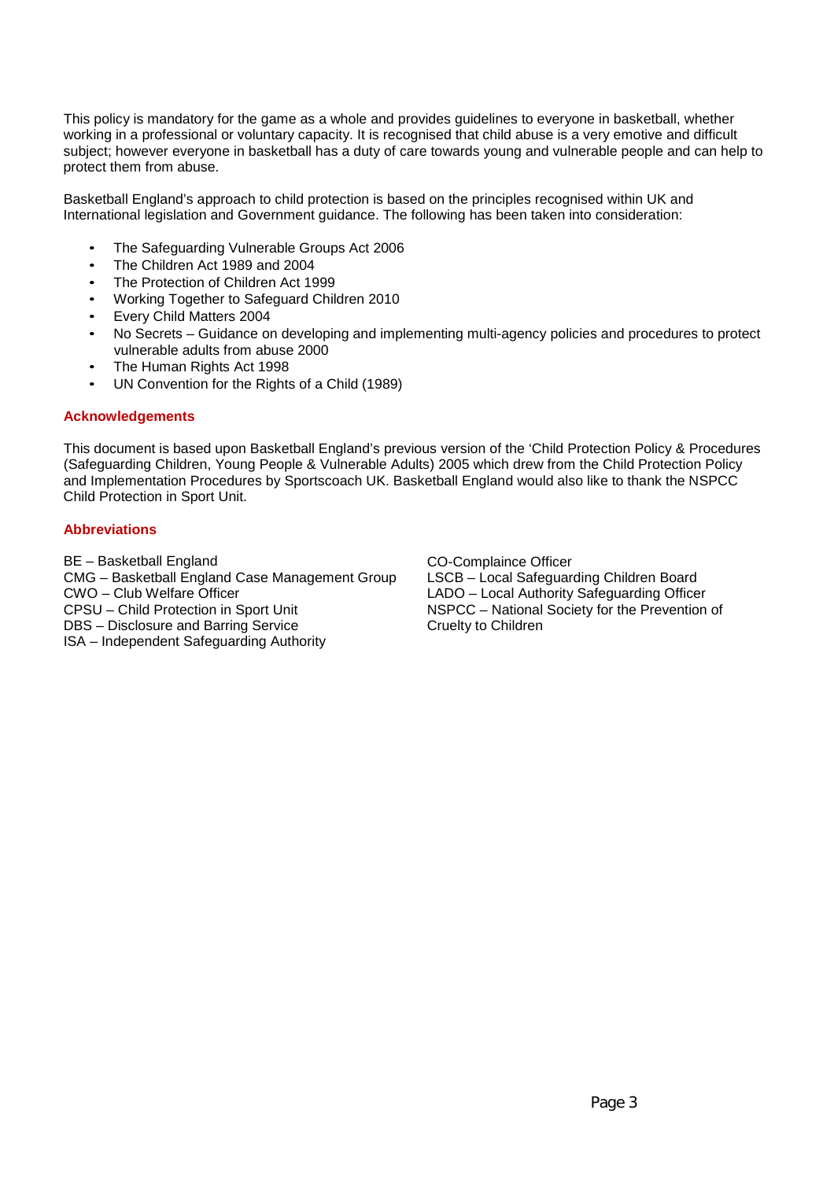This policy is mandatory for the game as a whole and provides guidelines to everyone in basketball, whether working in a professional or voluntary capacity. It is recognised that child abuse is a very emotive and difficult subject; however everyone in basketball has a duty of care towards young and vulnerable people and can help to protect them from abuse.

Basketball England's approach to child protection is based on the principles recognised within UK and International legislation and Government guidance. The following has been taken into consideration:

- The Safeguarding Vulnerable Groups Act 2006
- The Children Act 1989 and 2004
- The Protection of Children Act 1999
- Working Together to Safeguard Children 2010
- Every Child Matters 2004
- No Secrets – Guidance on developing and implementing multi-agency policies and procedures to protect vulnerable adults from abuse 2000
- The Human Rights Act 1998
- UN Convention for the Rights of a Child (1989)

### Acknowledgements

This document is based upon Basketball England's previous version of the 'Child Protection Policy & Procedures (Safeguarding Children, Young People & Vulnerable Adults) 2005 which drew from the Child Protection Policy and Implementation Procedures by Sportscoach UK. Basketball England would also like to thank the NSPCC Child Protection in Sport Unit.

### Abbreviations

BE – Basketball England
CMG – Basketball England Case Management Group
CWO – Club Welfare Officer
CPSU – Child Protection in Sport Unit
DBS – Disclosure and Barring Service
ISA – Independent Safeguarding Authority
CO-Complaince Officer
LSCB – Local Safeguarding Children Board
LADO – Local Authority Safeguarding Officer
NSPCC – National Society for the Prevention of Cruelty to Children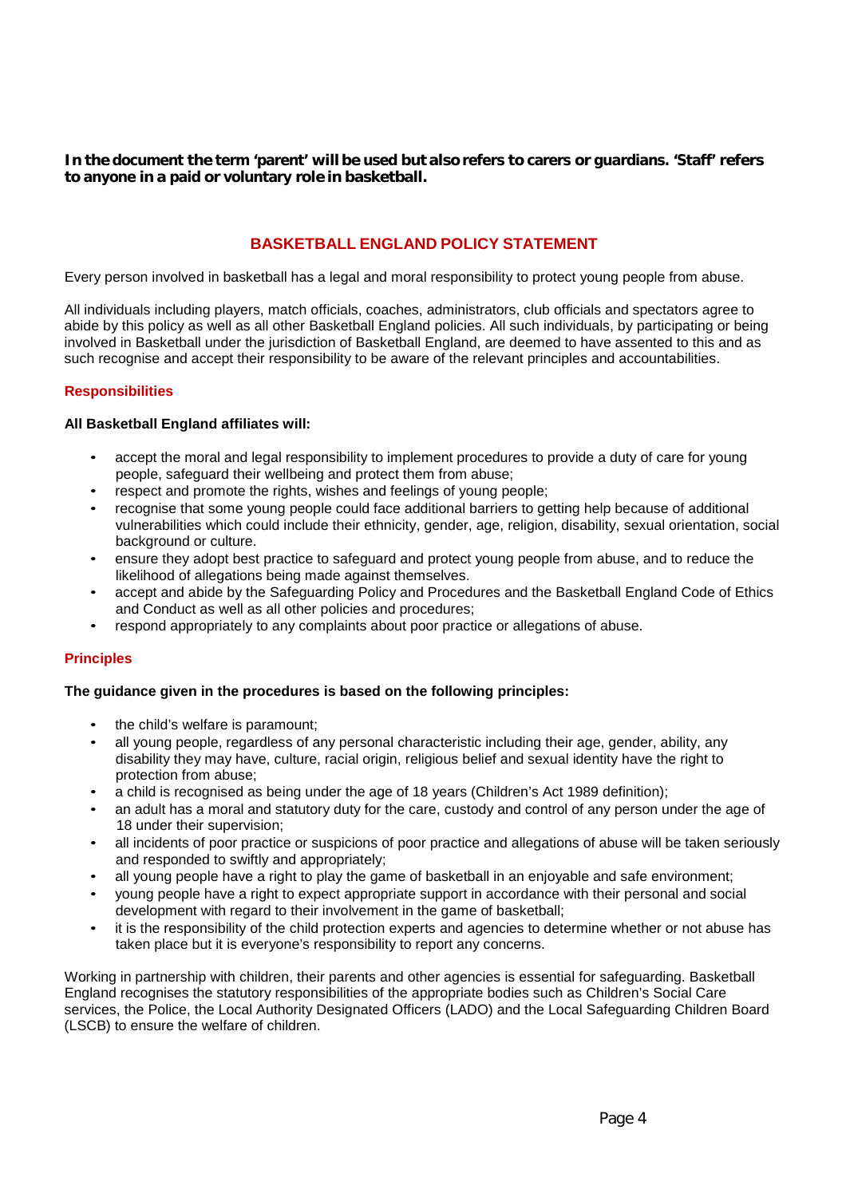**In the document the term 'parent' will be used but also refers to carers or guardians. 'Staff' refers to anyone in a paid or voluntary role in basketball.**

## BASKETBALL ENGLAND POLICY STATEMENT

Every person involved in basketball has a legal and moral responsibility to protect young people from abuse.

All individuals including players, match officials, coaches, administrators, club officials and spectators agree to abide by this policy as well as all other Basketball England policies. All such individuals, by participating or being involved in Basketball under the jurisdiction of Basketball England, are deemed to have assented to this and as such recognise and accept their responsibility to be aware of the relevant principles and accountabilities.

### Responsibilities

**All Basketball England affiliates will:**

- accept the moral and legal responsibility to implement procedures to provide a duty of care for young people, safeguard their wellbeing and protect them from abuse;
- respect and promote the rights, wishes and feelings of young people;
- recognise that some young people could face additional barriers to getting help because of additional vulnerabilities which could include their ethnicity, gender, age, religion, disability, sexual orientation, social background or culture.
- ensure they adopt best practice to safeguard and protect young people from abuse, and to reduce the likelihood of allegations being made against themselves.
- accept and abide by the Safeguarding Policy and Procedures and the Basketball England Code of Ethics and Conduct as well as all other policies and procedures;
- respond appropriately to any complaints about poor practice or allegations of abuse.

### Principles

**The guidance given in the procedures is based on the following principles:**

- the child's welfare is paramount;
- all young people, regardless of any personal characteristic including their age, gender, ability, any disability they may have, culture, racial origin, religious belief and sexual identity have the right to protection from abuse;
- a child is recognised as being under the age of 18 years (Children's Act 1989 definition);
- an adult has a moral and statutory duty for the care, custody and control of any person under the age of 18 under their supervision;
- all incidents of poor practice or suspicions of poor practice and allegations of abuse will be taken seriously and responded to swiftly and appropriately;
- all young people have a right to play the game of basketball in an enjoyable and safe environment;
- young people have a right to expect appropriate support in accordance with their personal and social development with regard to their involvement in the game of basketball;
- it is the responsibility of the child protection experts and agencies to determine whether or not abuse has taken place but it is everyone's responsibility to report any concerns.

Working in partnership with children, their parents and other agencies is essential for safeguarding. Basketball England recognises the statutory responsibilities of the appropriate bodies such as Children's Social Care services, the Police, the Local Authority Designated Officers (LADO) and the Local Safeguarding Children Board (LSCB) to ensure the welfare of children.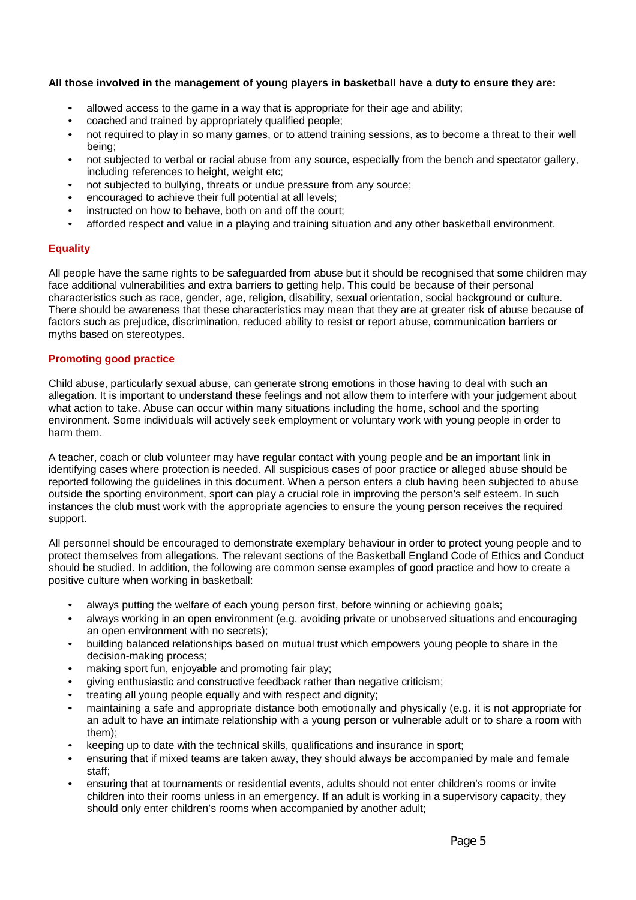**All those involved in the management of young players in basketball have a duty to ensure they are:**

- allowed access to the game in a way that is appropriate for their age and ability;
- coached and trained by appropriately qualified people;
- not required to play in so many games, or to attend training sessions, as to become a threat to their well being;
- not subjected to verbal or racial abuse from any source, especially from the bench and spectator gallery, including references to height, weight etc;
- not subjected to bullying, threats or undue pressure from any source;
- encouraged to achieve their full potential at all levels;
- instructed on how to behave, both on and off the court;
- afforded respect and value in a playing and training situation and any other basketball environment.

## Equality

All people have the same rights to be safeguarded from abuse but it should be recognised that some children may face additional vulnerabilities and extra barriers to getting help. This could be because of their personal characteristics such as race, gender, age, religion, disability, sexual orientation, social background or culture. There should be awareness that these characteristics may mean that they are at greater risk of abuse because of factors such as prejudice, discrimination, reduced ability to resist or report abuse, communication barriers or myths based on stereotypes.

## Promoting good practice

Child abuse, particularly sexual abuse, can generate strong emotions in those having to deal with such an allegation. It is important to understand these feelings and not allow them to interfere with your judgement about what action to take. Abuse can occur within many situations including the home, school and the sporting environment. Some individuals will actively seek employment or voluntary work with young people in order to harm them.

A teacher, coach or club volunteer may have regular contact with young people and be an important link in identifying cases where protection is needed. All suspicious cases of poor practice or alleged abuse should be reported following the guidelines in this document. When a person enters a club having been subjected to abuse outside the sporting environment, sport can play a crucial role in improving the person's self esteem. In such instances the club must work with the appropriate agencies to ensure the young person receives the required support.

All personnel should be encouraged to demonstrate exemplary behaviour in order to protect young people and to protect themselves from allegations. The relevant sections of the Basketball England Code of Ethics and Conduct should be studied. In addition, the following are common sense examples of good practice and how to create a positive culture when working in basketball:

- always putting the welfare of each young person first, before winning or achieving goals;
- always working in an open environment (e.g. avoiding private or unobserved situations and encouraging an open environment with no secrets);
- building balanced relationships based on mutual trust which empowers young people to share in the decision-making process;
- making sport fun, enjoyable and promoting fair play;
- giving enthusiastic and constructive feedback rather than negative criticism;
- treating all young people equally and with respect and dignity;
- maintaining a safe and appropriate distance both emotionally and physically (e.g. it is not appropriate for an adult to have an intimate relationship with a young person or vulnerable adult or to share a room with them);
- keeping up to date with the technical skills, qualifications and insurance in sport;
- ensuring that if mixed teams are taken away, they should always be accompanied by male and female staff;
- ensuring that at tournaments or residential events, adults should not enter children's rooms or invite children into their rooms unless in an emergency. If an adult is working in a supervisory capacity, they should only enter children's rooms when accompanied by another adult;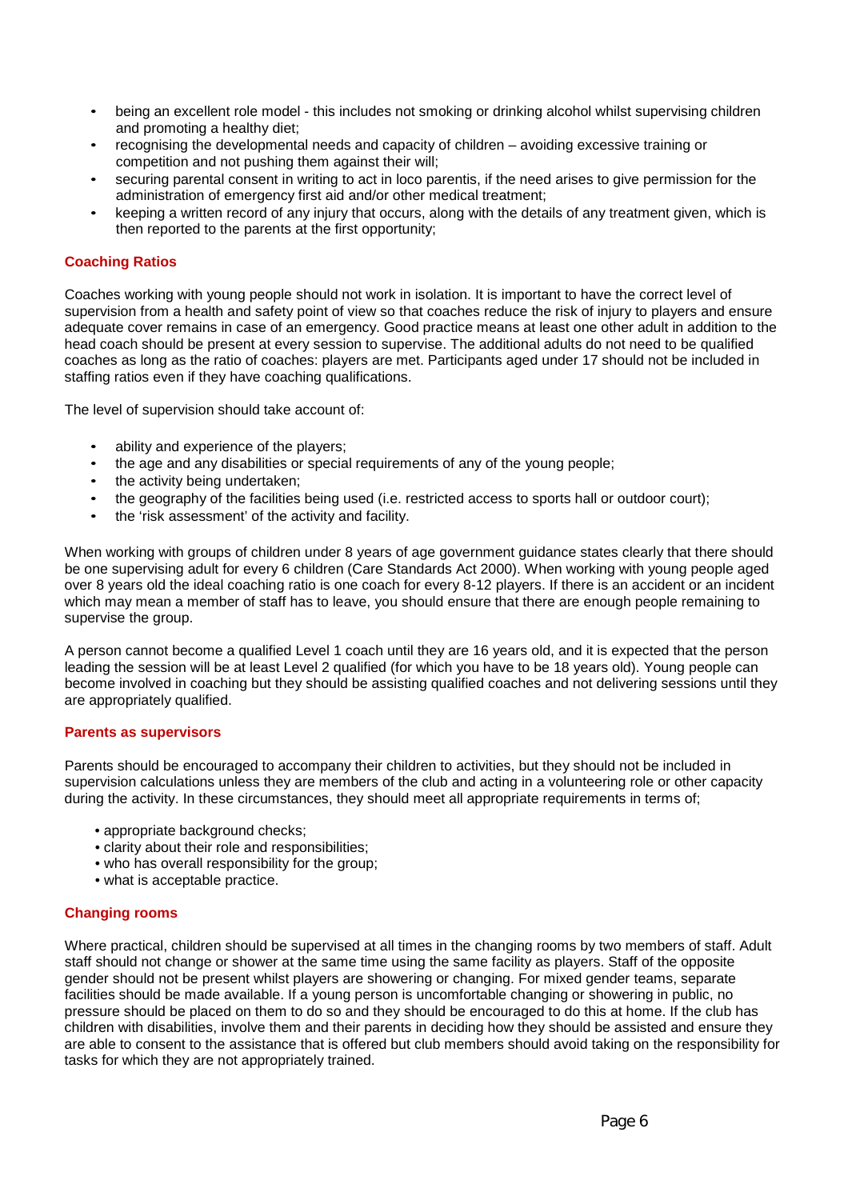- being an excellent role model - this includes not smoking or drinking alcohol whilst supervising children and promoting a healthy diet;
- recognising the developmental needs and capacity of children – avoiding excessive training or competition and not pushing them against their will;
- securing parental consent in writing to act in loco parentis, if the need arises to give permission for the administration of emergency first aid and/or other medical treatment;
- keeping a written record of any injury that occurs, along with the details of any treatment given, which is then reported to the parents at the first opportunity;

### Coaching Ratios

Coaches working with young people should not work in isolation. It is important to have the correct level of supervision from a health and safety point of view so that coaches reduce the risk of injury to players and ensure adequate cover remains in case of an emergency. Good practice means at least one other adult in addition to the head coach should be present at every session to supervise. The additional adults do not need to be qualified coaches as long as the ratio of coaches: players are met. Participants aged under 17 should not be included in staffing ratios even if they have coaching qualifications.

The level of supervision should take account of:

- ability and experience of the players;
- the age and any disabilities or special requirements of any of the young people;
- the activity being undertaken;
- the geography of the facilities being used (i.e. restricted access to sports hall or outdoor court);
- the 'risk assessment' of the activity and facility.

When working with groups of children under 8 years of age government guidance states clearly that there should be one supervising adult for every 6 children (Care Standards Act 2000). When working with young people aged over 8 years old the ideal coaching ratio is one coach for every 8-12 players. If there is an accident or an incident which may mean a member of staff has to leave, you should ensure that there are enough people remaining to supervise the group.

A person cannot become a qualified Level 1 coach until they are 16 years old, and it is expected that the person leading the session will be at least Level 2 qualified (for which you have to be 18 years old). Young people can become involved in coaching but they should be assisting qualified coaches and not delivering sessions until they are appropriately qualified.

### Parents as supervisors

Parents should be encouraged to accompany their children to activities, but they should not be included in supervision calculations unless they are members of the club and acting in a volunteering role or other capacity during the activity. In these circumstances, they should meet all appropriate requirements in terms of;

- appropriate background checks;
- clarity about their role and responsibilities;
- who has overall responsibility for the group;
- what is acceptable practice.

### Changing rooms

Where practical, children should be supervised at all times in the changing rooms by two members of staff. Adult staff should not change or shower at the same time using the same facility as players. Staff of the opposite gender should not be present whilst players are showering or changing. For mixed gender teams, separate facilities should be made available. If a young person is uncomfortable changing or showering in public, no pressure should be placed on them to do so and they should be encouraged to do this at home. If the club has children with disabilities, involve them and their parents in deciding how they should be assisted and ensure they are able to consent to the assistance that is offered but club members should avoid taking on the responsibility for tasks for which they are not appropriately trained.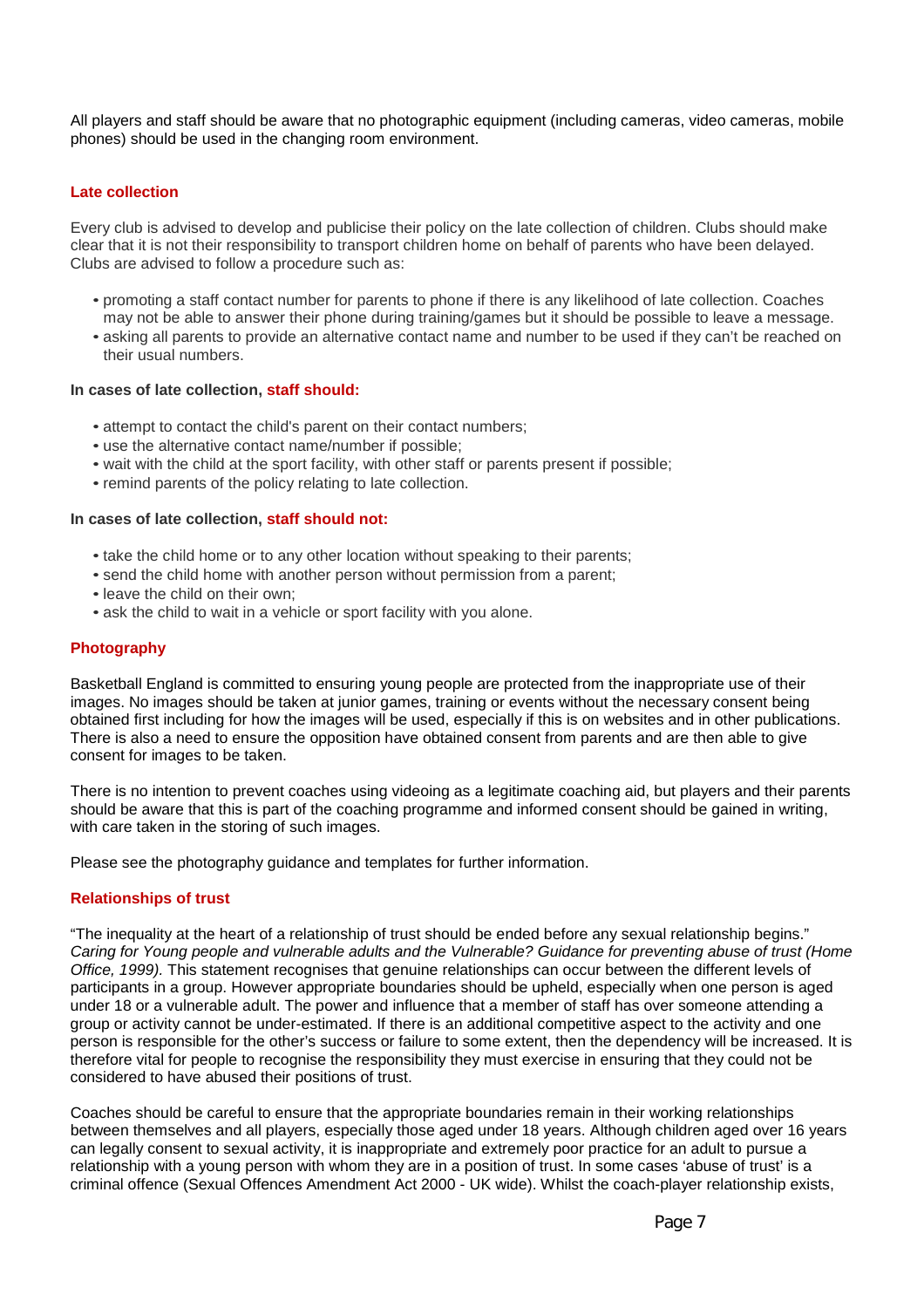All players and staff should be aware that no photographic equipment (including cameras, video cameras, mobile phones) should be used in the changing room environment.

## Late collection

Every club is advised to develop and publicise their policy on the late collection of children. Clubs should make clear that it is not their responsibility to transport children home on behalf of parents who have been delayed. Clubs are advised to follow a procedure such as:

- promoting a staff contact number for parents to phone if there is any likelihood of late collection. Coaches may not be able to answer their phone during training/games but it should be possible to leave a message.
- asking all parents to provide an alternative contact name and number to be used if they can't be reached on their usual numbers.

**In cases of late collection, staff should:**

- attempt to contact the child's parent on their contact numbers;
- use the alternative contact name/number if possible;
- wait with the child at the sport facility, with other staff or parents present if possible;
- remind parents of the policy relating to late collection.

**In cases of late collection, staff should not:**

- take the child home or to any other location without speaking to their parents;
- send the child home with another person without permission from a parent;
- leave the child on their own;
- ask the child to wait in a vehicle or sport facility with you alone.

## Photography

Basketball England is committed to ensuring young people are protected from the inappropriate use of their images. No images should be taken at junior games, training or events without the necessary consent being obtained first including for how the images will be used, especially if this is on websites and in other publications. There is also a need to ensure the opposition have obtained consent from parents and are then able to give consent for images to be taken.

There is no intention to prevent coaches using videoing as a legitimate coaching aid, but players and their parents should be aware that this is part of the coaching programme and informed consent should be gained in writing, with care taken in the storing of such images.

Please see the photography guidance and templates for further information.

## Relationships of trust

"The inequality at the heart of a relationship of trust should be ended before any sexual relationship begins." *Caring for Young people and vulnerable adults and the Vulnerable? Guidance for preventing abuse of trust (Home Office, 1999).* This statement recognises that genuine relationships can occur between the different levels of participants in a group. However appropriate boundaries should be upheld, especially when one person is aged under 18 or a vulnerable adult. The power and influence that a member of staff has over someone attending a group or activity cannot be under-estimated. If there is an additional competitive aspect to the activity and one person is responsible for the other's success or failure to some extent, then the dependency will be increased. It is therefore vital for people to recognise the responsibility they must exercise in ensuring that they could not be considered to have abused their positions of trust.

Coaches should be careful to ensure that the appropriate boundaries remain in their working relationships between themselves and all players, especially those aged under 18 years. Although children aged over 16 years can legally consent to sexual activity, it is inappropriate and extremely poor practice for an adult to pursue a relationship with a young person with whom they are in a position of trust. In some cases 'abuse of trust' is a criminal offence (Sexual Offences Amendment Act 2000 - UK wide). Whilst the coach-player relationship exists,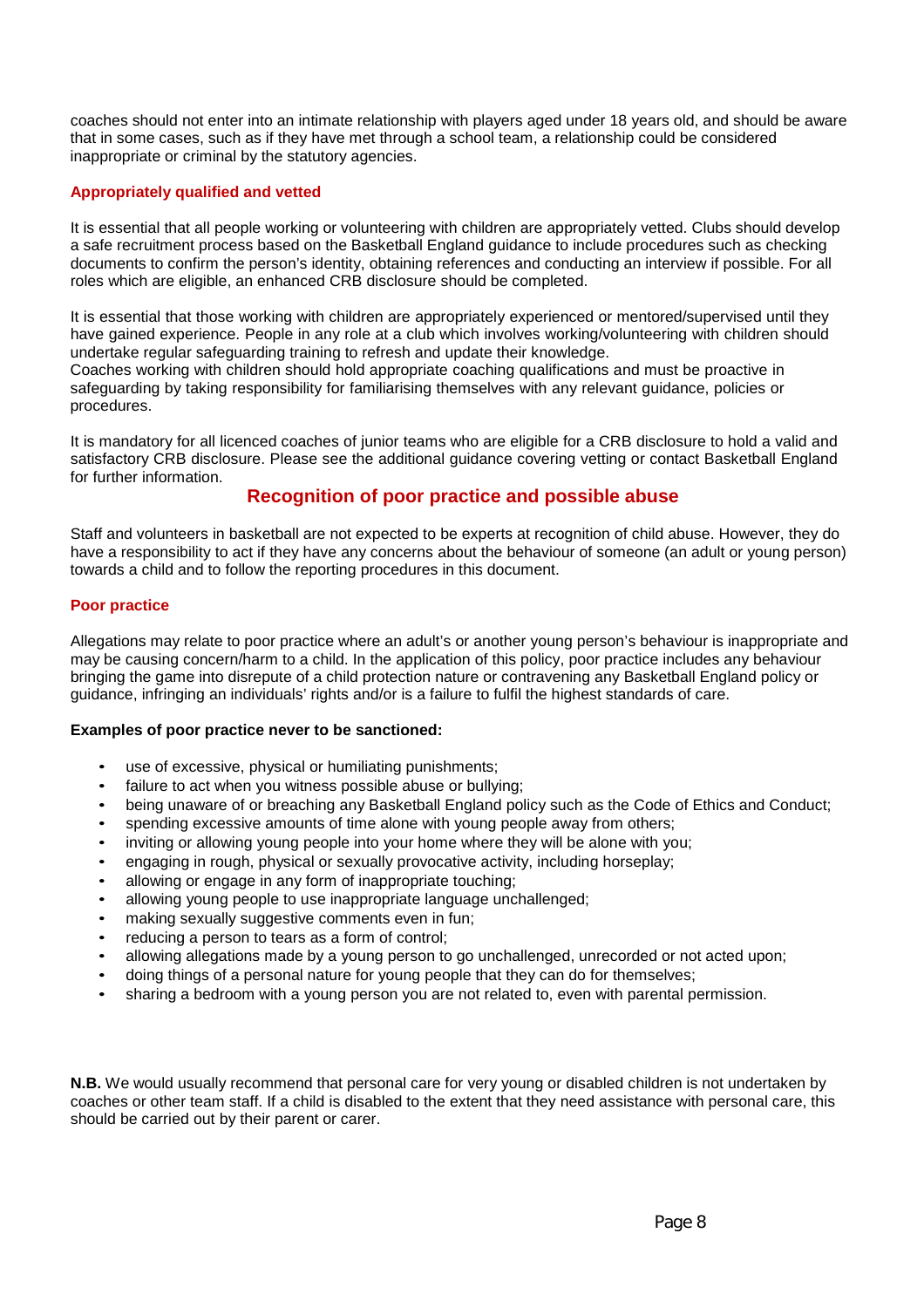coaches should not enter into an intimate relationship with players aged under 18 years old, and should be aware that in some cases, such as if they have met through a school team, a relationship could be considered inappropriate or criminal by the statutory agencies.

### Appropriately qualified and vetted

It is essential that all people working or volunteering with children are appropriately vetted. Clubs should develop a safe recruitment process based on the Basketball England guidance to include procedures such as checking documents to confirm the person's identity, obtaining references and conducting an interview if possible. For all roles which are eligible, an enhanced CRB disclosure should be completed.

It is essential that those working with children are appropriately experienced or mentored/supervised until they have gained experience. People in any role at a club which involves working/volunteering with children should undertake regular safeguarding training to refresh and update their knowledge.
Coaches working with children should hold appropriate coaching qualifications and must be proactive in safeguarding by taking responsibility for familiarising themselves with any relevant guidance, policies or procedures.

It is mandatory for all licenced coaches of junior teams who are eligible for a CRB disclosure to hold a valid and satisfactory CRB disclosure. Please see the additional guidance covering vetting or contact Basketball England for further information.

## Recognition of poor practice and possible abuse

Staff and volunteers in basketball are not expected to be experts at recognition of child abuse. However, they do have a responsibility to act if they have any concerns about the behaviour of someone (an adult or young person) towards a child and to follow the reporting procedures in this document.

### Poor practice

Allegations may relate to poor practice where an adult's or another young person's behaviour is inappropriate and may be causing concern/harm to a child. In the application of this policy, poor practice includes any behaviour bringing the game into disrepute of a child protection nature or contravening any Basketball England policy or guidance, infringing an individuals' rights and/or is a failure to fulfil the highest standards of care.

**Examples of poor practice never to be sanctioned:**

- use of excessive, physical or humiliating punishments;
- failure to act when you witness possible abuse or bullying;
- being unaware of or breaching any Basketball England policy such as the Code of Ethics and Conduct;
- spending excessive amounts of time alone with young people away from others;
- inviting or allowing young people into your home where they will be alone with you;
- engaging in rough, physical or sexually provocative activity, including horseplay;
- allowing or engage in any form of inappropriate touching;
- allowing young people to use inappropriate language unchallenged;
- making sexually suggestive comments even in fun;
- reducing a person to tears as a form of control;
- allowing allegations made by a young person to go unchallenged, unrecorded or not acted upon;
- doing things of a personal nature for young people that they can do for themselves;
- sharing a bedroom with a young person you are not related to, even with parental permission.

**N.B.** We would usually recommend that personal care for very young or disabled children is not undertaken by coaches or other team staff. If a child is disabled to the extent that they need assistance with personal care, this should be carried out by their parent or carer.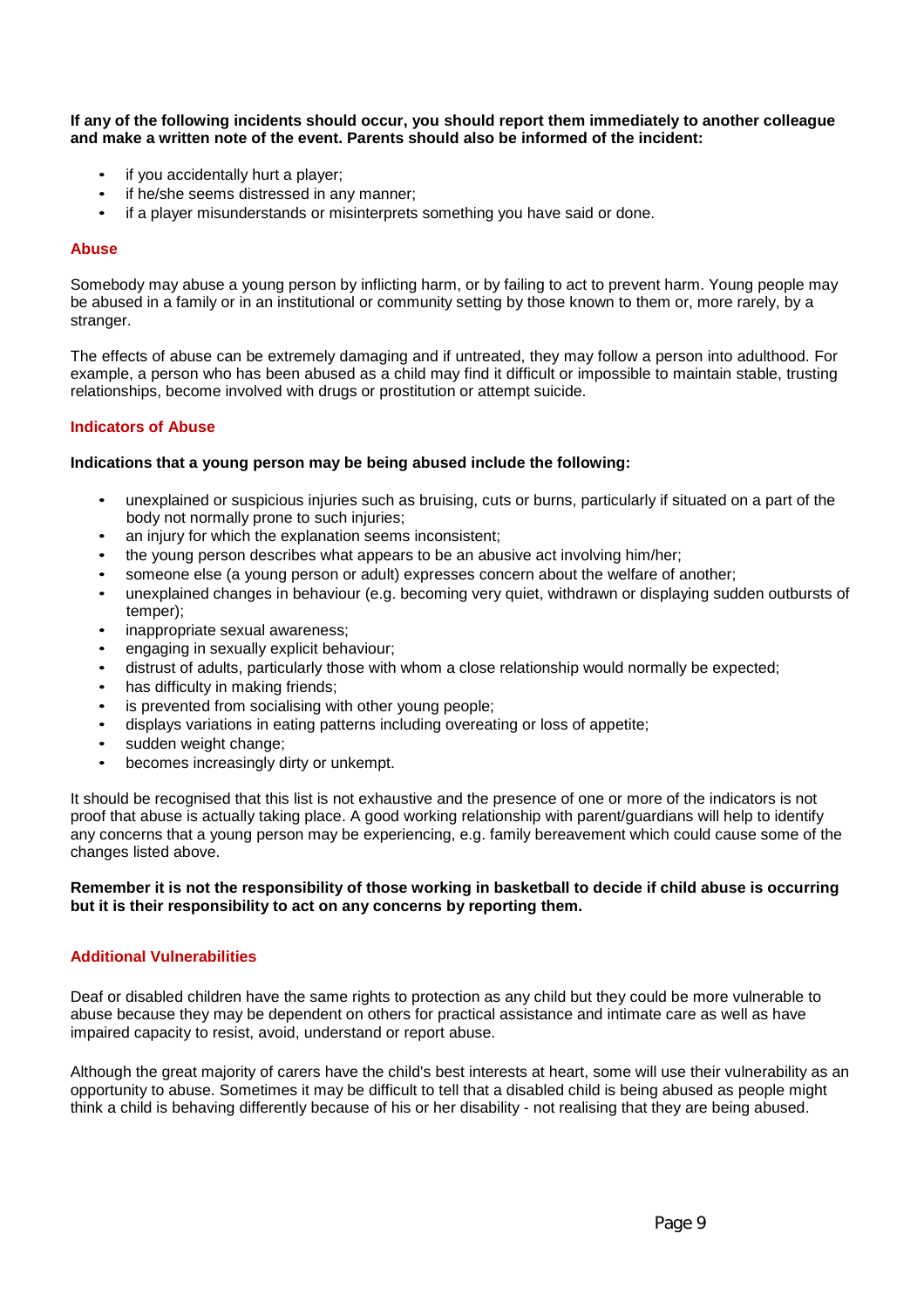**If any of the following incidents should occur, you should report them immediately to another colleague and make a written note of the event. Parents should also be informed of the incident:**

- if you accidentally hurt a player;
- if he/she seems distressed in any manner;
- if a player misunderstands or misinterprets something you have said or done.

## Abuse

Somebody may abuse a young person by inflicting harm, or by failing to act to prevent harm. Young people may be abused in a family or in an institutional or community setting by those known to them or, more rarely, by a stranger.

The effects of abuse can be extremely damaging and if untreated, they may follow a person into adulthood. For example, a person who has been abused as a child may find it difficult or impossible to maintain stable, trusting relationships, become involved with drugs or prostitution or attempt suicide.

## Indicators of Abuse

**Indications that a young person may be being abused include the following:**

- unexplained or suspicious injuries such as bruising, cuts or burns, particularly if situated on a part of the body not normally prone to such injuries;
- an injury for which the explanation seems inconsistent;
- the young person describes what appears to be an abusive act involving him/her;
- someone else (a young person or adult) expresses concern about the welfare of another;
- unexplained changes in behaviour (e.g. becoming very quiet, withdrawn or displaying sudden outbursts of temper);
- inappropriate sexual awareness;
- engaging in sexually explicit behaviour;
- distrust of adults, particularly those with whom a close relationship would normally be expected;
- has difficulty in making friends;
- is prevented from socialising with other young people;
- displays variations in eating patterns including overeating or loss of appetite;
- sudden weight change;
- becomes increasingly dirty or unkempt.

It should be recognised that this list is not exhaustive and the presence of one or more of the indicators is not proof that abuse is actually taking place. A good working relationship with parent/guardians will help to identify any concerns that a young person may be experiencing, e.g. family bereavement which could cause some of the changes listed above.

**Remember it is not the responsibility of those working in basketball to decide if child abuse is occurring but it is their responsibility to act on any concerns by reporting them.**

## Additional Vulnerabilities

Deaf or disabled children have the same rights to protection as any child but they could be more vulnerable to abuse because they may be dependent on others for practical assistance and intimate care as well as have impaired capacity to resist, avoid, understand or report abuse.

Although the great majority of carers have the child's best interests at heart, some will use their vulnerability as an opportunity to abuse. Sometimes it may be difficult to tell that a disabled child is being abused as people might think a child is behaving differently because of his or her disability - not realising that they are being abused.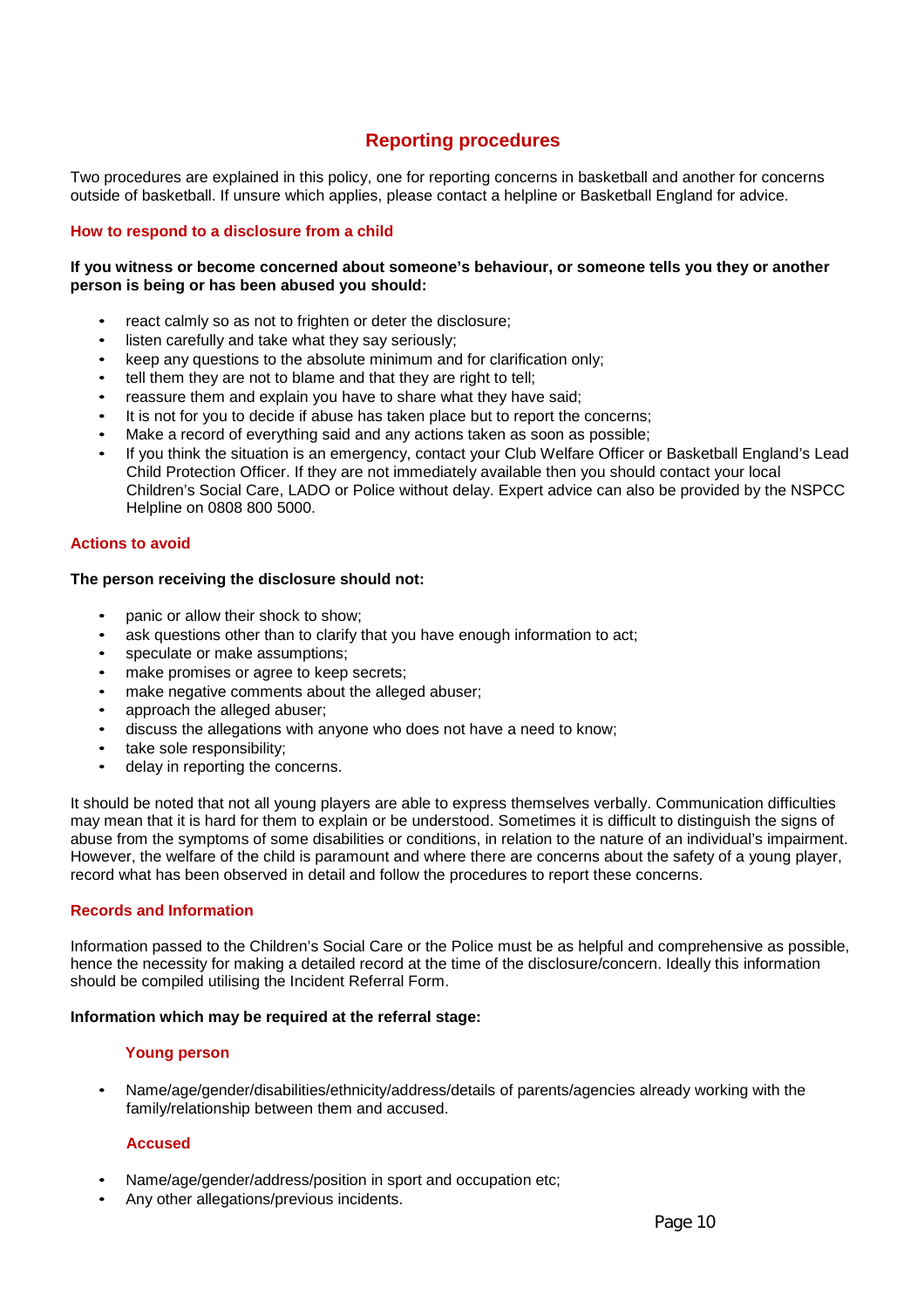## Reporting procedures

Two procedures are explained in this policy, one for reporting concerns in basketball and another for concerns outside of basketball. If unsure which applies, please contact a helpline or Basketball England for advice.

### How to respond to a disclosure from a child

**If you witness or become concerned about someone's behaviour, or someone tells you they or another person is being or has been abused you should:**

- react calmly so as not to frighten or deter the disclosure;
- listen carefully and take what they say seriously;
- keep any questions to the absolute minimum and for clarification only;
- tell them they are not to blame and that they are right to tell;
- reassure them and explain you have to share what they have said;
- It is not for you to decide if abuse has taken place but to report the concerns;
- Make a record of everything said and any actions taken as soon as possible;
- If you think the situation is an emergency, contact your Club Welfare Officer or Basketball England's Lead Child Protection Officer. If they are not immediately available then you should contact your local Children's Social Care, LADO or Police without delay. Expert advice can also be provided by the NSPCC Helpline on 0808 800 5000.

### Actions to avoid

**The person receiving the disclosure should not:**

- panic or allow their shock to show;
- ask questions other than to clarify that you have enough information to act;
- speculate or make assumptions;
- make promises or agree to keep secrets;
- make negative comments about the alleged abuser;
- approach the alleged abuser;
- discuss the allegations with anyone who does not have a need to know;
- take sole responsibility;
- delay in reporting the concerns.

It should be noted that not all young players are able to express themselves verbally. Communication difficulties may mean that it is hard for them to explain or be understood. Sometimes it is difficult to distinguish the signs of abuse from the symptoms of some disabilities or conditions, in relation to the nature of an individual's impairment. However, the welfare of the child is paramount and where there are concerns about the safety of a young player, record what has been observed in detail and follow the procedures to report these concerns.

### Records and Information

Information passed to the Children's Social Care or the Police must be as helpful and comprehensive as possible, hence the necessity for making a detailed record at the time of the disclosure/concern. Ideally this information should be compiled utilising the Incident Referral Form.

**Information which may be required at the referral stage:**

#### Young person

- Name/age/gender/disabilities/ethnicity/address/details of parents/agencies already working with the family/relationship between them and accused.

#### Accused

- Name/age/gender/address/position in sport and occupation etc;
- Any other allegations/previous incidents.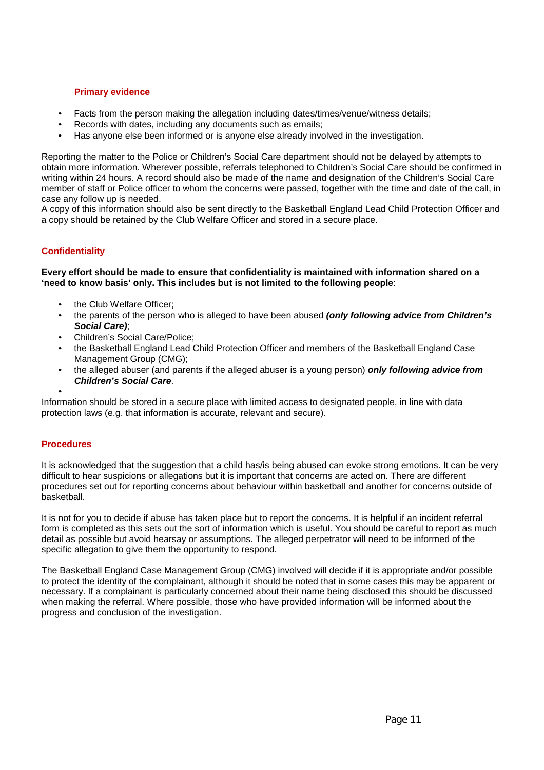### Primary evidence

- Facts from the person making the allegation including dates/times/venue/witness details;
- Records with dates, including any documents such as emails;
- Has anyone else been informed or is anyone else already involved in the investigation.

Reporting the matter to the Police or Children's Social Care department should not be delayed by attempts to obtain more information. Wherever possible, referrals telephoned to Children's Social Care should be confirmed in writing within 24 hours. A record should also be made of the name and designation of the Children's Social Care member of staff or Police officer to whom the concerns were passed, together with the time and date of the call, in case any follow up is needed.
A copy of this information should also be sent directly to the Basketball England Lead Child Protection Officer and a copy should be retained by the Club Welfare Officer and stored in a secure place.

## Confidentiality

**Every effort should be made to ensure that confidentiality is maintained with information shared on a 'need to know basis' only. This includes but is not limited to the following people**:

- the Club Welfare Officer;
- the parents of the person who is alleged to have been abused ***(only following advice from Children's Social Care)***;
- Children's Social Care/Police;
- the Basketball England Lead Child Protection Officer and members of the Basketball England Case Management Group (CMG);
- the alleged abuser (and parents if the alleged abuser is a young person) ***only following advice from Children's Social Care***.

Information should be stored in a secure place with limited access to designated people, in line with data protection laws (e.g. that information is accurate, relevant and secure).

## Procedures

It is acknowledged that the suggestion that a child has/is being abused can evoke strong emotions. It can be very difficult to hear suspicions or allegations but it is important that concerns are acted on. There are different procedures set out for reporting concerns about behaviour within basketball and another for concerns outside of basketball.

It is not for you to decide if abuse has taken place but to report the concerns. It is helpful if an incident referral form is completed as this sets out the sort of information which is useful. You should be careful to report as much detail as possible but avoid hearsay or assumptions. The alleged perpetrator will need to be informed of the specific allegation to give them the opportunity to respond.

The Basketball England Case Management Group (CMG) involved will decide if it is appropriate and/or possible to protect the identity of the complainant, although it should be noted that in some cases this may be apparent or necessary. If a complainant is particularly concerned about their name being disclosed this should be discussed when making the referral. Where possible, those who have provided information will be informed about the progress and conclusion of the investigation.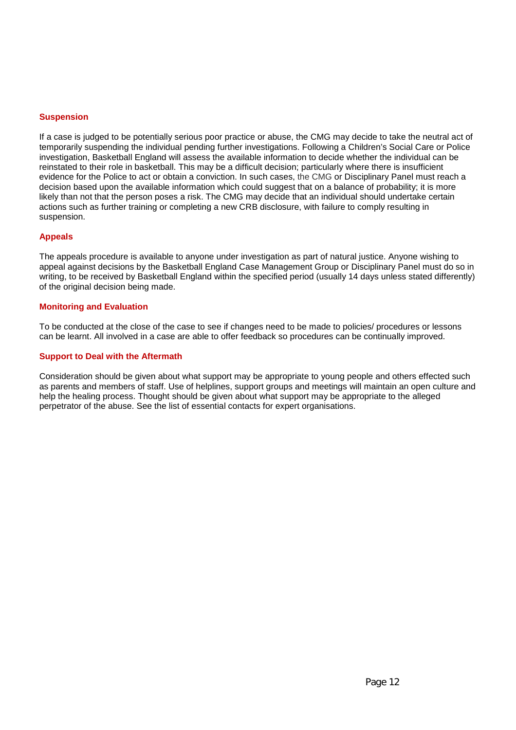### Suspension

If a case is judged to be potentially serious poor practice or abuse, the CMG may decide to take the neutral act of temporarily suspending the individual pending further investigations. Following a Children's Social Care or Police investigation, Basketball England will assess the available information to decide whether the individual can be reinstated to their role in basketball. This may be a difficult decision; particularly where there is insufficient evidence for the Police to act or obtain a conviction. In such cases, the CMG or Disciplinary Panel must reach a decision based upon the available information which could suggest that on a balance of probability; it is more likely than not that the person poses a risk. The CMG may decide that an individual should undertake certain actions such as further training or completing a new CRB disclosure, with failure to comply resulting in suspension.

### Appeals

The appeals procedure is available to anyone under investigation as part of natural justice. Anyone wishing to appeal against decisions by the Basketball England Case Management Group or Disciplinary Panel must do so in writing, to be received by Basketball England within the specified period (usually 14 days unless stated differently) of the original decision being made.

### Monitoring and Evaluation

To be conducted at the close of the case to see if changes need to be made to policies/ procedures or lessons can be learnt. All involved in a case are able to offer feedback so procedures can be continually improved.

### Support to Deal with the Aftermath

Consideration should be given about what support may be appropriate to young people and others effected such as parents and members of staff. Use of helplines, support groups and meetings will maintain an open culture and help the healing process. Thought should be given about what support may be appropriate to the alleged perpetrator of the abuse. See the list of essential contacts for expert organisations.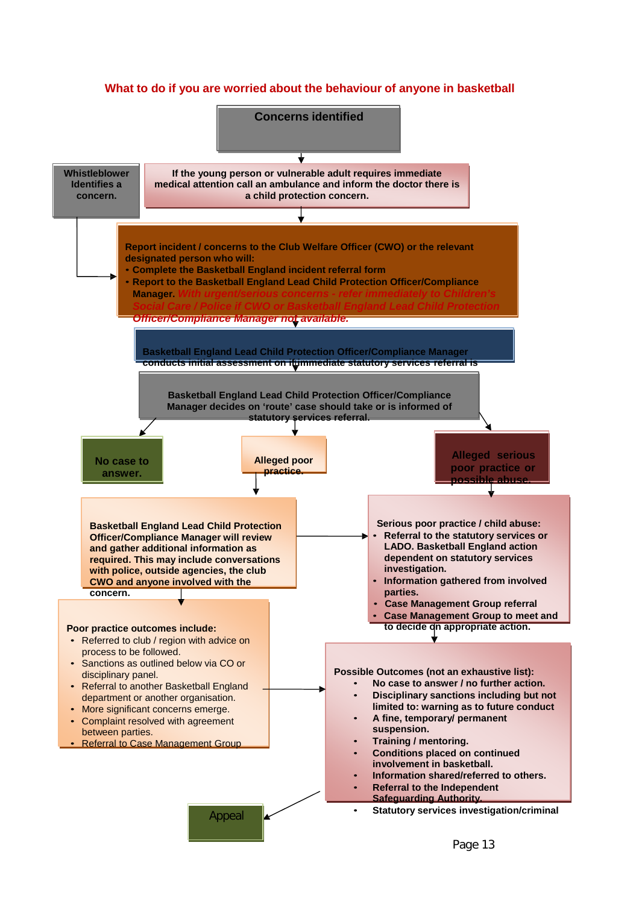## What to do if you are worried about the behaviour of anyone in basketball

**Concerns identified**

**Whistleblower Identifies a concern.**

**If the young person or vulnerable adult requires immediate medical attention call an ambulance and inform the doctor there is a child protection concern.**

**Report incident / concerns to the Club Welfare Officer (CWO) or the relevant designated person who will:**

- **Complete the Basketball England incident referral form**
- **Report to the Basketball England Lead Child Protection Officer/Compliance Manager.** ***With urgent/serious concerns - refer immediately to Children's Social Care / Police if CWO or Basketball England Lead Child Protection Officer/Compliance Manager not available.***

**Basketball England Lead Child Protection Officer/Compliance Manager conducts initial assessment on if immediate statutory services referral is**

**Basketball England Lead Child Protection Officer/Compliance Manager decides on 'route' case should take or is informed of statutory services referral.**

**No case to answer.**

**Alleged poor practice.**

**Alleged serious poor practice or possible abuse.**

**Basketball England Lead Child Protection Officer/Compliance Manager will review and gather additional information as required. This may include conversations with police, outside agencies, the club CWO and anyone involved with the concern.**

**Serious poor practice / child abuse:**

- **Referral to the statutory services or LADO. Basketball England action dependent on statutory services investigation.**
- **Information gathered from involved parties.**
- **Case Management Group referral**
- **Case Management Group to meet and to decide on appropriate action.**

**Poor practice outcomes include:**

- Referred to club / region with advice on process to be followed.
- Sanctions as outlined below via CO or disciplinary panel.
- Referral to another Basketball England department or another organisation.
- More significant concerns emerge.
- Complaint resolved with agreement between parties.
- Referral to Case Management Group

**Possible Outcomes (not an exhaustive list):**

- **No case to answer / no further action.**
- **Disciplinary sanctions including but not limited to: warning as to future conduct**
- **A fine, temporary/ permanent suspension.**
- **Training / mentoring.**
- **Conditions placed on continued involvement in basketball.**
- **Information shared/referred to others.**
- **Referral to the Independent Safeguarding Authority.**
- **Statutory services investigation/criminal**

Appeal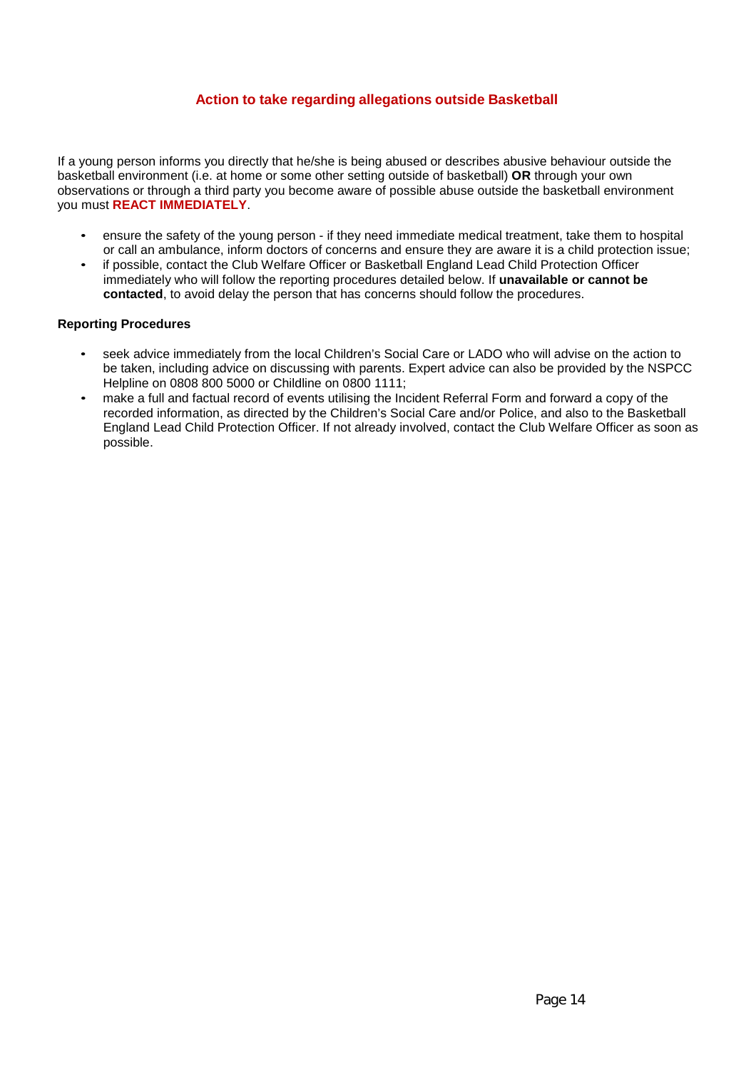## Action to take regarding allegations outside Basketball

If a young person informs you directly that he/she is being abused or describes abusive behaviour outside the basketball environment (i.e. at home or some other setting outside of basketball) **OR** through your own observations or through a third party you become aware of possible abuse outside the basketball environment you must **REACT IMMEDIATELY**.

- ensure the safety of the young person - if they need immediate medical treatment, take them to hospital or call an ambulance, inform doctors of concerns and ensure they are aware it is a child protection issue;
- if possible, contact the Club Welfare Officer or Basketball England Lead Child Protection Officer immediately who will follow the reporting procedures detailed below. If **unavailable or cannot be contacted**, to avoid delay the person that has concerns should follow the procedures.

### Reporting Procedures

- seek advice immediately from the local Children's Social Care or LADO who will advise on the action to be taken, including advice on discussing with parents. Expert advice can also be provided by the NSPCC Helpline on 0808 800 5000 or Childline on 0800 1111;
- make a full and factual record of events utilising the Incident Referral Form and forward a copy of the recorded information, as directed by the Children's Social Care and/or Police, and also to the Basketball England Lead Child Protection Officer. If not already involved, contact the Club Welfare Officer as soon as possible.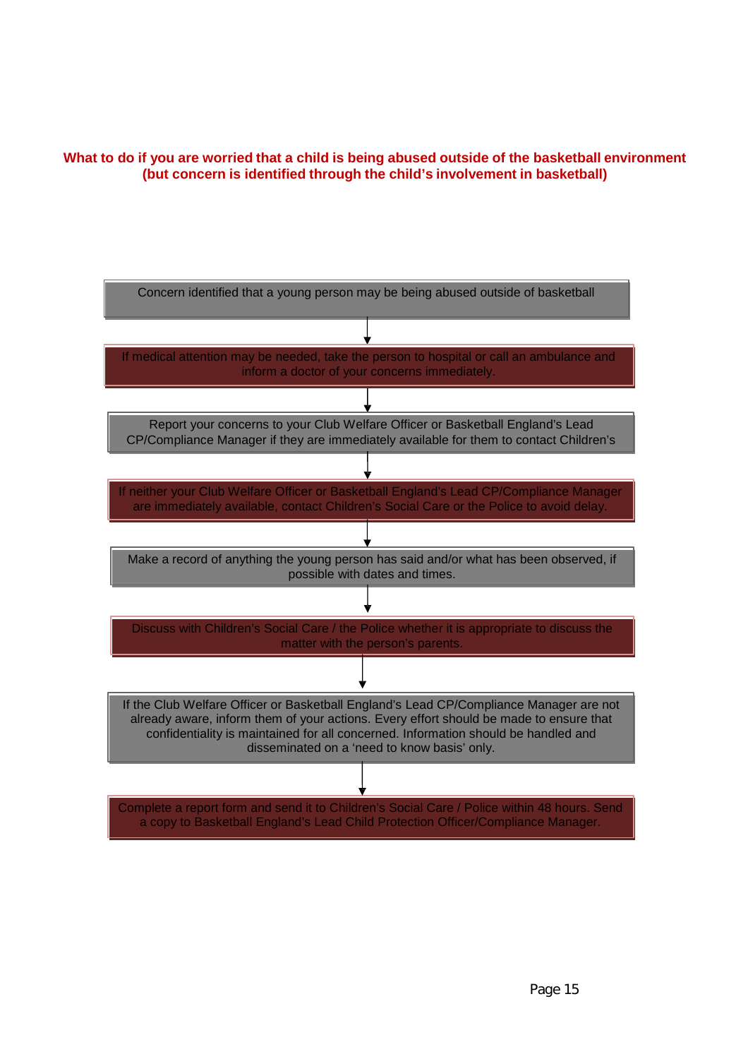## What to do if you are worried that a child is being abused outside of the basketball environment (but concern is identified through the child's involvement in basketball)

Concern identified that a young person may be being abused outside of basketball

↓

If medical attention may be needed, take the person to hospital or call an ambulance and inform a doctor of your concerns immediately.

↓

Report your concerns to your Club Welfare Officer or Basketball England's Lead CP/Compliance Manager if they are immediately available for them to contact Children's

↓

If neither your Club Welfare Officer or Basketball England's Lead CP/Compliance Manager are immediately available, contact Children's Social Care or the Police to avoid delay.

↓

Make a record of anything the young person has said and/or what has been observed, if possible with dates and times.

↓

Discuss with Children's Social Care / the Police whether it is appropriate to discuss the matter with the person's parents.

↓

If the Club Welfare Officer or Basketball England's Lead CP/Compliance Manager are not already aware, inform them of your actions. Every effort should be made to ensure that confidentiality is maintained for all concerned. Information should be handled and disseminated on a 'need to know basis' only.

↓

Complete a report form and send it to Children's Social Care / Police within 48 hours. Send a copy to Basketball England's Lead Child Protection Officer/Compliance Manager.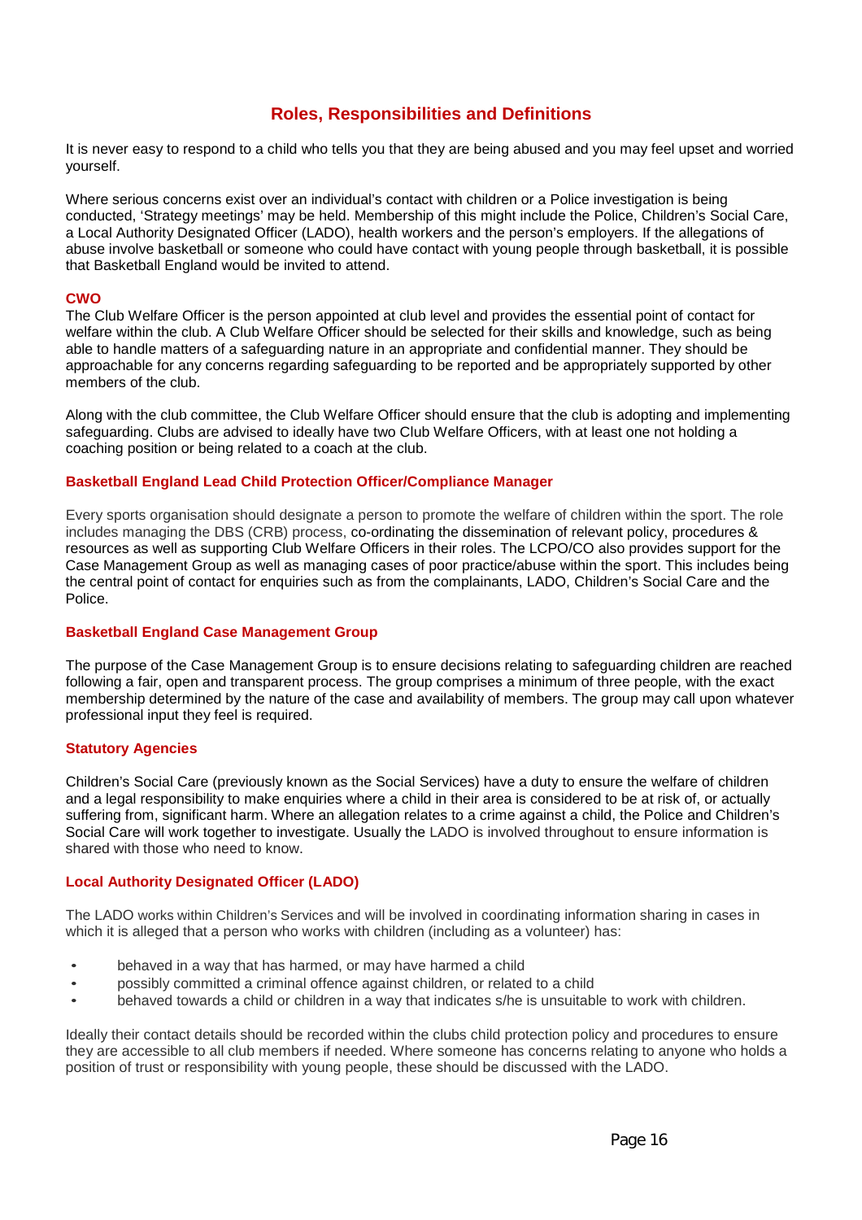## Roles, Responsibilities and Definitions

It is never easy to respond to a child who tells you that they are being abused and you may feel upset and worried yourself.

Where serious concerns exist over an individual's contact with children or a Police investigation is being conducted, 'Strategy meetings' may be held. Membership of this might include the Police, Children's Social Care, a Local Authority Designated Officer (LADO), health workers and the person's employers. If the allegations of abuse involve basketball or someone who could have contact with young people through basketball, it is possible that Basketball England would be invited to attend.

### CWO

The Club Welfare Officer is the person appointed at club level and provides the essential point of contact for welfare within the club. A Club Welfare Officer should be selected for their skills and knowledge, such as being able to handle matters of a safeguarding nature in an appropriate and confidential manner. They should be approachable for any concerns regarding safeguarding to be reported and be appropriately supported by other members of the club.

Along with the club committee, the Club Welfare Officer should ensure that the club is adopting and implementing safeguarding. Clubs are advised to ideally have two Club Welfare Officers, with at least one not holding a coaching position or being related to a coach at the club.

### Basketball England Lead Child Protection Officer/Compliance Manager

Every sports organisation should designate a person to promote the welfare of children within the sport. The role includes managing the DBS (CRB) process, co-ordinating the dissemination of relevant policy, procedures & resources as well as supporting Club Welfare Officers in their roles. The LCPO/CO also provides support for the Case Management Group as well as managing cases of poor practice/abuse within the sport. This includes being the central point of contact for enquiries such as from the complainants, LADO, Children's Social Care and the Police.

### Basketball England Case Management Group

The purpose of the Case Management Group is to ensure decisions relating to safeguarding children are reached following a fair, open and transparent process. The group comprises a minimum of three people, with the exact membership determined by the nature of the case and availability of members. The group may call upon whatever professional input they feel is required.

### Statutory Agencies

Children's Social Care (previously known as the Social Services) have a duty to ensure the welfare of children and a legal responsibility to make enquiries where a child in their area is considered to be at risk of, or actually suffering from, significant harm. Where an allegation relates to a crime against a child, the Police and Children's Social Care will work together to investigate. Usually the LADO is involved throughout to ensure information is shared with those who need to know.

### Local Authority Designated Officer (LADO)

The LADO works within Children's Services and will be involved in coordinating information sharing in cases in which it is alleged that a person who works with children (including as a volunteer) has:

- behaved in a way that has harmed, or may have harmed a child
- possibly committed a criminal offence against children, or related to a child
- behaved towards a child or children in a way that indicates s/he is unsuitable to work with children.

Ideally their contact details should be recorded within the clubs child protection policy and procedures to ensure they are accessible to all club members if needed. Where someone has concerns relating to anyone who holds a position of trust or responsibility with young people, these should be discussed with the LADO.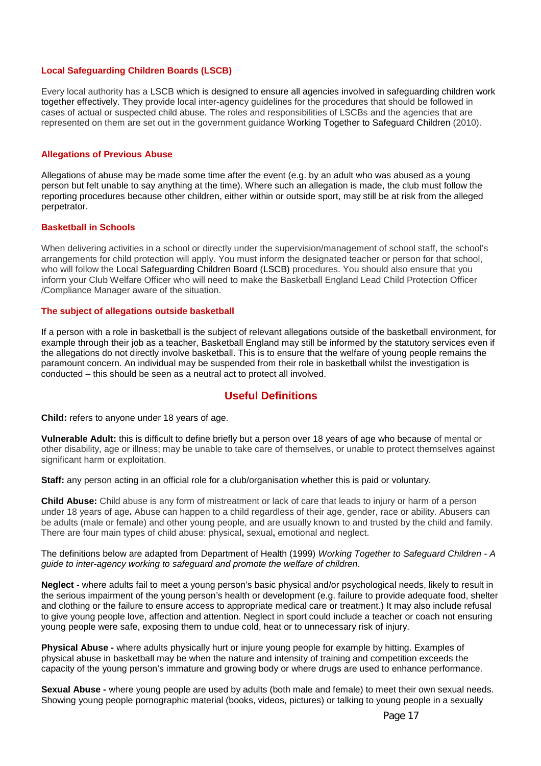### Local Safeguarding Children Boards (LSCB)

Every local authority has a LSCB which is designed to ensure all agencies involved in safeguarding children work together effectively. They provide local inter-agency guidelines for the procedures that should be followed in cases of actual or suspected child abuse. The roles and responsibilities of LSCBs and the agencies that are represented on them are set out in the government guidance Working Together to Safeguard Children (2010).

### Allegations of Previous Abuse

Allegations of abuse may be made some time after the event (e.g. by an adult who was abused as a young person but felt unable to say anything at the time). Where such an allegation is made, the club must follow the reporting procedures because other children, either within or outside sport, may still be at risk from the alleged perpetrator.

### Basketball in Schools

When delivering activities in a school or directly under the supervision/management of school staff, the school's arrangements for child protection will apply. You must inform the designated teacher or person for that school, who will follow the Local Safeguarding Children Board (LSCB) procedures. You should also ensure that you inform your Club Welfare Officer who will need to make the Basketball England Lead Child Protection Officer /Compliance Manager aware of the situation.

### The subject of allegations outside basketball

If a person with a role in basketball is the subject of relevant allegations outside of the basketball environment, for example through their job as a teacher, Basketball England may still be informed by the statutory services even if the allegations do not directly involve basketball. This is to ensure that the welfare of young people remains the paramount concern. An individual may be suspended from their role in basketball whilst the investigation is conducted – this should be seen as a neutral act to protect all involved.

## Useful Definitions

**Child:** refers to anyone under 18 years of age.

**Vulnerable Adult:** this is difficult to define briefly but a person over 18 years of age who because of mental or other disability, age or illness; may be unable to take care of themselves, or unable to protect themselves against significant harm or exploitation.

**Staff:** any person acting in an official role for a club/organisation whether this is paid or voluntary.

**Child Abuse:** Child abuse is any form of mistreatment or lack of care that leads to injury or harm of a person under 18 years of age**.** Abuse can happen to a child regardless of their age, gender, race or ability. Abusers can be adults (male or female) and other young people, and are usually known to and trusted by the child and family. There are four main types of child abuse: physical**,** sexual**,** emotional and neglect.

The definitions below are adapted from Department of Health (1999) *Working Together to Safeguard Children - A guide to inter-agency working to safeguard and promote the welfare of children*.

**Neglect -** where adults fail to meet a young person's basic physical and/or psychological needs, likely to result in the serious impairment of the young person's health or development (e.g. failure to provide adequate food, shelter and clothing or the failure to ensure access to appropriate medical care or treatment.) It may also include refusal to give young people love, affection and attention. Neglect in sport could include a teacher or coach not ensuring young people were safe, exposing them to undue cold, heat or to unnecessary risk of injury.

**Physical Abuse -** where adults physically hurt or injure young people for example by hitting. Examples of physical abuse in basketball may be when the nature and intensity of training and competition exceeds the capacity of the young person's immature and growing body or where drugs are used to enhance performance.

**Sexual Abuse -** where young people are used by adults (both male and female) to meet their own sexual needs. Showing young people pornographic material (books, videos, pictures) or talking to young people in a sexually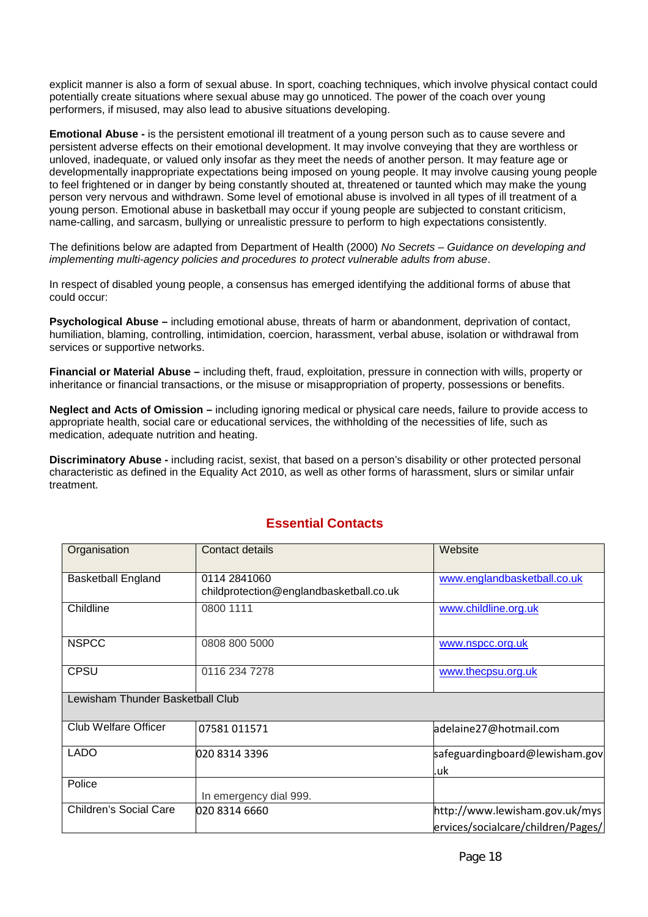explicit manner is also a form of sexual abuse. In sport, coaching techniques, which involve physical contact could potentially create situations where sexual abuse may go unnoticed. The power of the coach over young performers, if misused, may also lead to abusive situations developing.

**Emotional Abuse -** is the persistent emotional ill treatment of a young person such as to cause severe and persistent adverse effects on their emotional development. It may involve conveying that they are worthless or unloved, inadequate, or valued only insofar as they meet the needs of another person. It may feature age or developmentally inappropriate expectations being imposed on young people. It may involve causing young people to feel frightened or in danger by being constantly shouted at, threatened or taunted which may make the young person very nervous and withdrawn. Some level of emotional abuse is involved in all types of ill treatment of a young person. Emotional abuse in basketball may occur if young people are subjected to constant criticism, name-calling, and sarcasm, bullying or unrealistic pressure to perform to high expectations consistently.

The definitions below are adapted from Department of Health (2000) *No Secrets – Guidance on developing and implementing multi-agency policies and procedures to protect vulnerable adults from abuse*.

In respect of disabled young people, a consensus has emerged identifying the additional forms of abuse that could occur:

**Psychological Abuse –** including emotional abuse, threats of harm or abandonment, deprivation of contact, humiliation, blaming, controlling, intimidation, coercion, harassment, verbal abuse, isolation or withdrawal from services or supportive networks.

**Financial or Material Abuse –** including theft, fraud, exploitation, pressure in connection with wills, property or inheritance or financial transactions, or the misuse or misappropriation of property, possessions or benefits.

**Neglect and Acts of Omission –** including ignoring medical or physical care needs, failure to provide access to appropriate health, social care or educational services, the withholding of the necessities of life, such as medication, adequate nutrition and heating.

**Discriminatory Abuse -** including racist, sexist, that based on a person's disability or other protected personal characteristic as defined in the Equality Act 2010, as well as other forms of harassment, slurs or similar unfair treatment.

## Essential Contacts

| Organisation | Contact details | Website |
|---|---|---|
| Basketball England | 0114 2841060<br>childprotection@englandbasketball.co.uk | www.englandbasketball.co.uk |
| Childline | 0800 1111 | www.childline.org.uk |
| NSPCC | 0808 800 5000 | www.nspcc.org.uk |
| CPSU | 0116 234 7278 | www.thecpsu.org.uk |
| Lewisham Thunder Basketball Club | | |
| Club Welfare Officer | 07581 011571 | adelaine27@hotmail.com |
| LADO | 020 8314 3396 | safeguardingboard@lewisham.gov.uk |
| Police | In emergency dial 999. | |
| Children's Social Care | 020 8314 6660 | http://www.lewisham.gov.uk/myservices/socialcare/children/Pages/ |